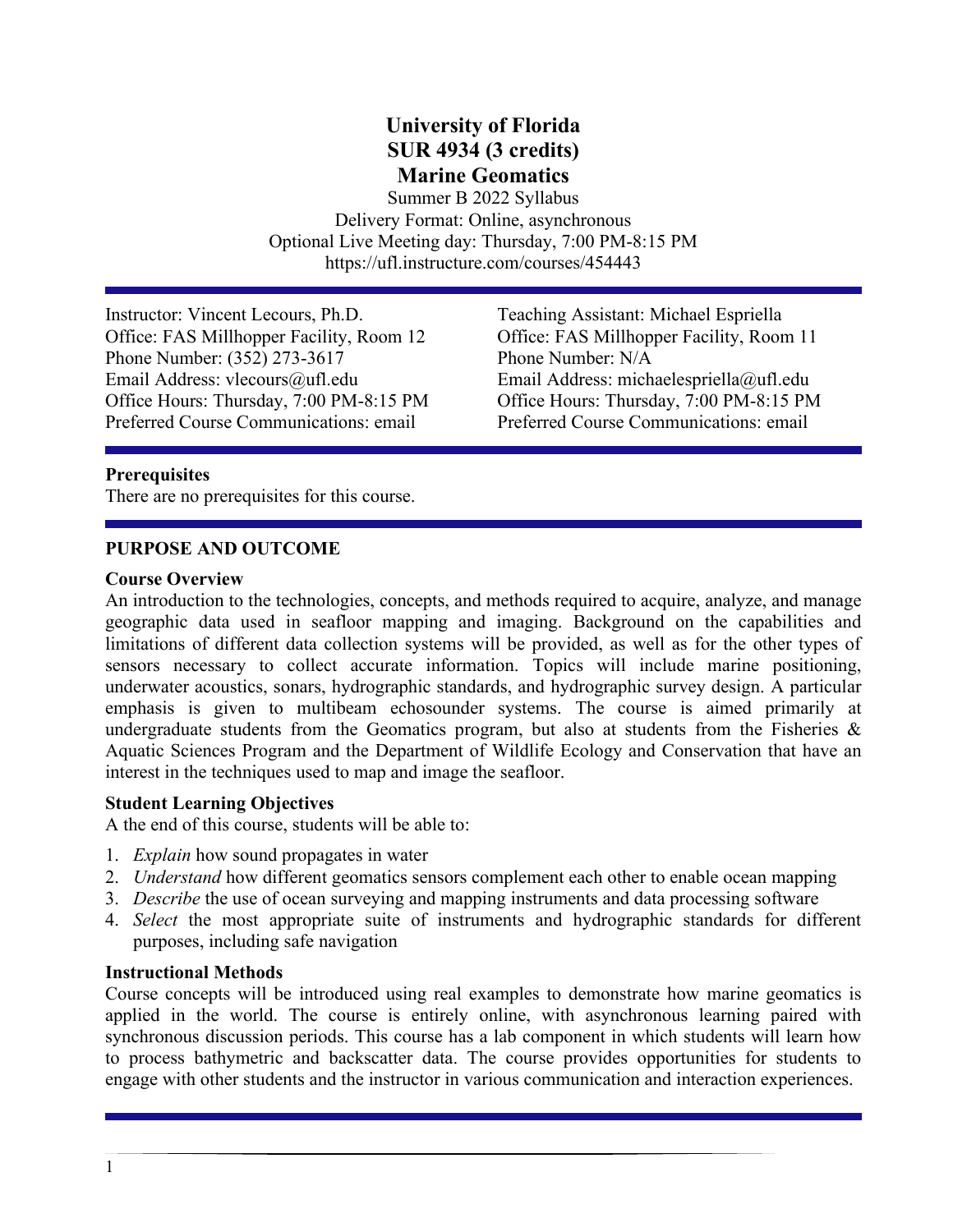# University of Florida
# SUR 4934 (3 credits)
# Marine Geomatics

Summer B 2022 Syllabus
Delivery Format: Online, asynchronous
Optional Live Meeting day: Thursday, 7:00 PM-8:15 PM
https://ufl.instructure.com/courses/454443

---

Instructor: Vincent Lecours, Ph.D.
Office: FAS Millhopper Facility, Room 12
Phone Number: (352) 273-3617
Email Address: vlecours@ufl.edu
Office Hours: Thursday, 7:00 PM-8:15 PM
Preferred Course Communications: email

Teaching Assistant: Michael Espriella
Office: FAS Millhopper Facility, Room 11
Phone Number: N/A
Email Address: michaelespriella@ufl.edu
Office Hours: Thursday, 7:00 PM-8:15 PM
Preferred Course Communications: email

---

**Prerequisites**
There are no prerequisites for this course.

---

## PURPOSE AND OUTCOME

### Course Overview

An introduction to the technologies, concepts, and methods required to acquire, analyze, and manage geographic data used in seafloor mapping and imaging. Background on the capabilities and limitations of different data collection systems will be provided, as well as for the other types of sensors necessary to collect accurate information. Topics will include marine positioning, underwater acoustics, sonars, hydrographic standards, and hydrographic survey design. A particular emphasis is given to multibeam echosounder systems. The course is aimed primarily at undergraduate students from the Geomatics program, but also at students from the Fisheries & Aquatic Sciences Program and the Department of Wildlife Ecology and Conservation that have an interest in the techniques used to map and image the seafloor.

### Student Learning Objectives

A the end of this course, students will be able to:

1. *Explain* how sound propagates in water
2. *Understand* how different geomatics sensors complement each other to enable ocean mapping
3. *Describe* the use of ocean surveying and mapping instruments and data processing software
4. *Select* the most appropriate suite of instruments and hydrographic standards for different purposes, including safe navigation

### Instructional Methods

Course concepts will be introduced using real examples to demonstrate how marine geomatics is applied in the world. The course is entirely online, with asynchronous learning paired with synchronous discussion periods. This course has a lab component in which students will learn how to process bathymetric and backscatter data. The course provides opportunities for students to engage with other students and the instructor in various communication and interaction experiences.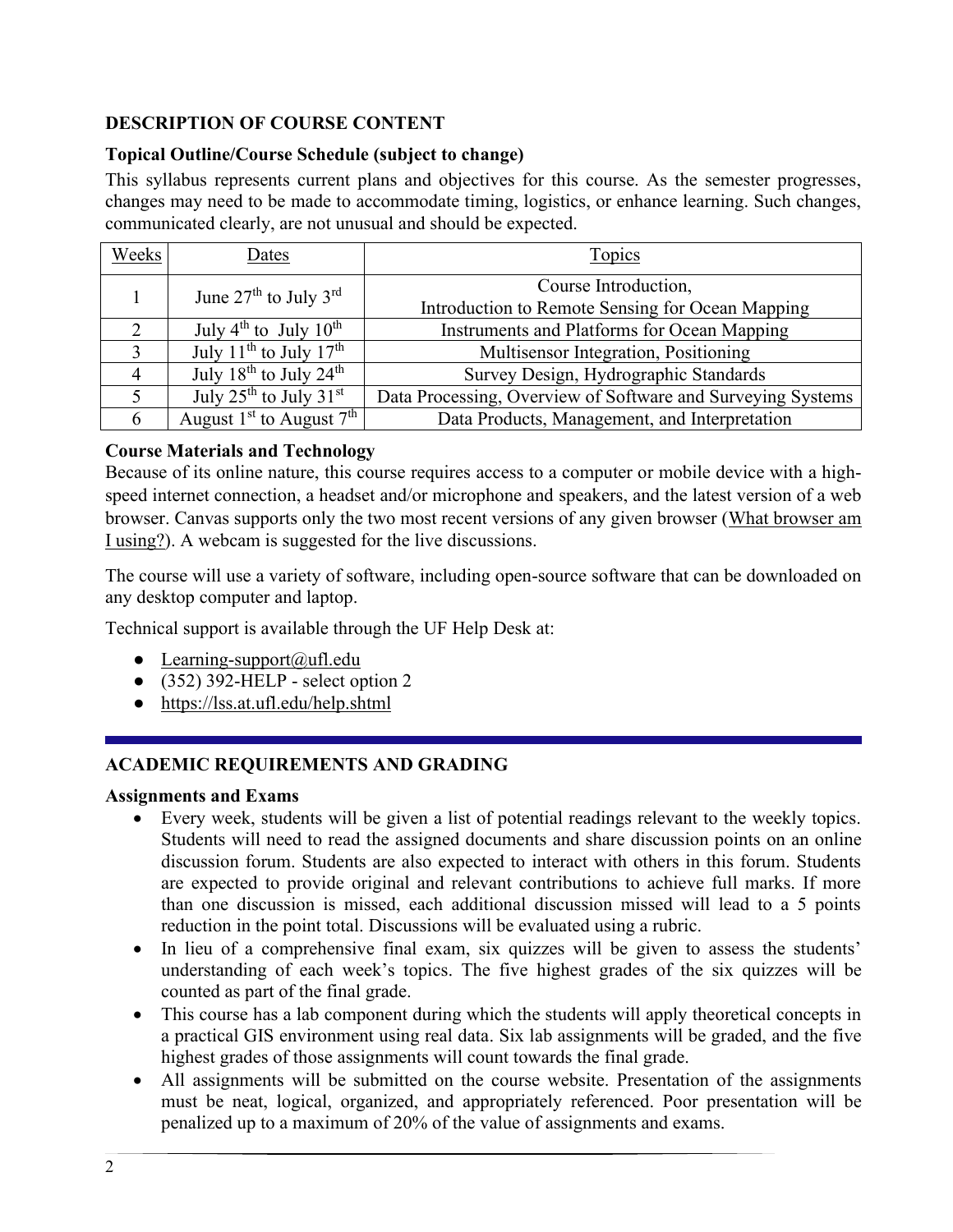## DESCRIPTION OF COURSE CONTENT

### Topical Outline/Course Schedule (subject to change)

This syllabus represents current plans and objectives for this course. As the semester progresses, changes may need to be made to accommodate timing, logistics, or enhance learning. Such changes, communicated clearly, are not unusual and should be expected.

| Weeks | Dates | Topics |
|---|---|---|
| 1 | June 27th to July 3rd | Course Introduction, Introduction to Remote Sensing for Ocean Mapping |
| 2 | July 4th to July 10th | Instruments and Platforms for Ocean Mapping |
| 3 | July 11th to July 17th | Multisensor Integration, Positioning |
| 4 | July 18th to July 24th | Survey Design, Hydrographic Standards |
| 5 | July 25th to July 31st | Data Processing, Overview of Software and Surveying Systems |
| 6 | August 1st to August 7th | Data Products, Management, and Interpretation |

### Course Materials and Technology

Because of its online nature, this course requires access to a computer or mobile device with a high-speed internet connection, a headset and/or microphone and speakers, and the latest version of a web browser. Canvas supports only the two most recent versions of any given browser (What browser am I using?). A webcam is suggested for the live discussions.

The course will use a variety of software, including open-source software that can be downloaded on any desktop computer and laptop.

Technical support is available through the UF Help Desk at:

- Learning-support@ufl.edu
- (352) 392-HELP - select option 2
- https://lss.at.ufl.edu/help.shtml

## ACADEMIC REQUIREMENTS AND GRADING

### Assignments and Exams

- Every week, students will be given a list of potential readings relevant to the weekly topics. Students will need to read the assigned documents and share discussion points on an online discussion forum. Students are also expected to interact with others in this forum. Students are expected to provide original and relevant contributions to achieve full marks. If more than one discussion is missed, each additional discussion missed will lead to a 5 points reduction in the point total. Discussions will be evaluated using a rubric.
- In lieu of a comprehensive final exam, six quizzes will be given to assess the students' understanding of each week's topics. The five highest grades of the six quizzes will be counted as part of the final grade.
- This course has a lab component during which the students will apply theoretical concepts in a practical GIS environment using real data. Six lab assignments will be graded, and the five highest grades of those assignments will count towards the final grade.
- All assignments will be submitted on the course website. Presentation of the assignments must be neat, logical, organized, and appropriately referenced. Poor presentation will be penalized up to a maximum of 20% of the value of assignments and exams.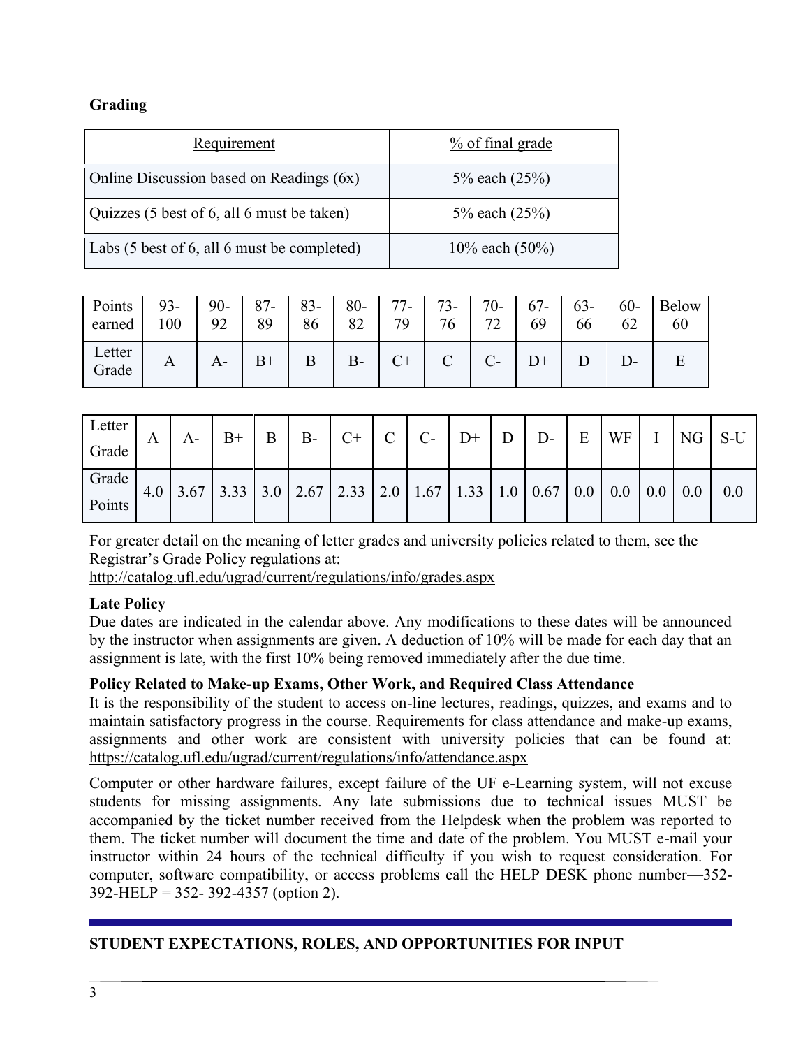**Grading**

| Requirement | % of final grade |
|---|---|
| Online Discussion based on Readings (6x) | 5% each (25%) |
| Quizzes (5 best of 6, all 6 must be taken) | 5% each (25%) |
| Labs (5 best of 6, all 6 must be completed) | 10% each (50%) |

| Points earned | 93-100 | 90-92 | 87-89 | 83-86 | 80-82 | 77-79 | 73-76 | 70-72 | 67-69 | 63-66 | 60-62 | Below 60 |
|---|---|---|---|---|---|---|---|---|---|---|---|---|
| Letter Grade | A | A- | B+ | B | B- | C+ | C | C- | D+ | D | D- | E |

| Letter Grade | A | A- | B+ | B | B- | C+ | C | C- | D+ | D | D- | E | WF | I | NG | S-U |
|---|---|---|---|---|---|---|---|---|---|---|---|---|---|---|---|---|
| Grade Points | 4.0 | 3.67 | 3.33 | 3.0 | 2.67 | 2.33 | 2.0 | 1.67 | 1.33 | 1.0 | 0.67 | 0.0 | 0.0 | 0.0 | 0.0 | 0.0 |

For greater detail on the meaning of letter grades and university policies related to them, see the Registrar's Grade Policy regulations at:
http://catalog.ufl.edu/ugrad/current/regulations/info/grades.aspx

**Late Policy**

Due dates are indicated in the calendar above. Any modifications to these dates will be announced by the instructor when assignments are given. A deduction of 10% will be made for each day that an assignment is late, with the first 10% being removed immediately after the due time.

**Policy Related to Make-up Exams, Other Work, and Required Class Attendance**

It is the responsibility of the student to access on-line lectures, readings, quizzes, and exams and to maintain satisfactory progress in the course. Requirements for class attendance and make-up exams, assignments and other work are consistent with university policies that can be found at: https://catalog.ufl.edu/ugrad/current/regulations/info/attendance.aspx

Computer or other hardware failures, except failure of the UF e-Learning system, will not excuse students for missing assignments. Any late submissions due to technical issues MUST be accompanied by the ticket number received from the Helpdesk when the problem was reported to them. The ticket number will document the time and date of the problem. You MUST e-mail your instructor within 24 hours of the technical difficulty if you wish to request consideration. For computer, software compatibility, or access problems call the HELP DESK phone number—352-392-HELP = 352- 392-4357 (option 2).

**STUDENT EXPECTATIONS, ROLES, AND OPPORTUNITIES FOR INPUT**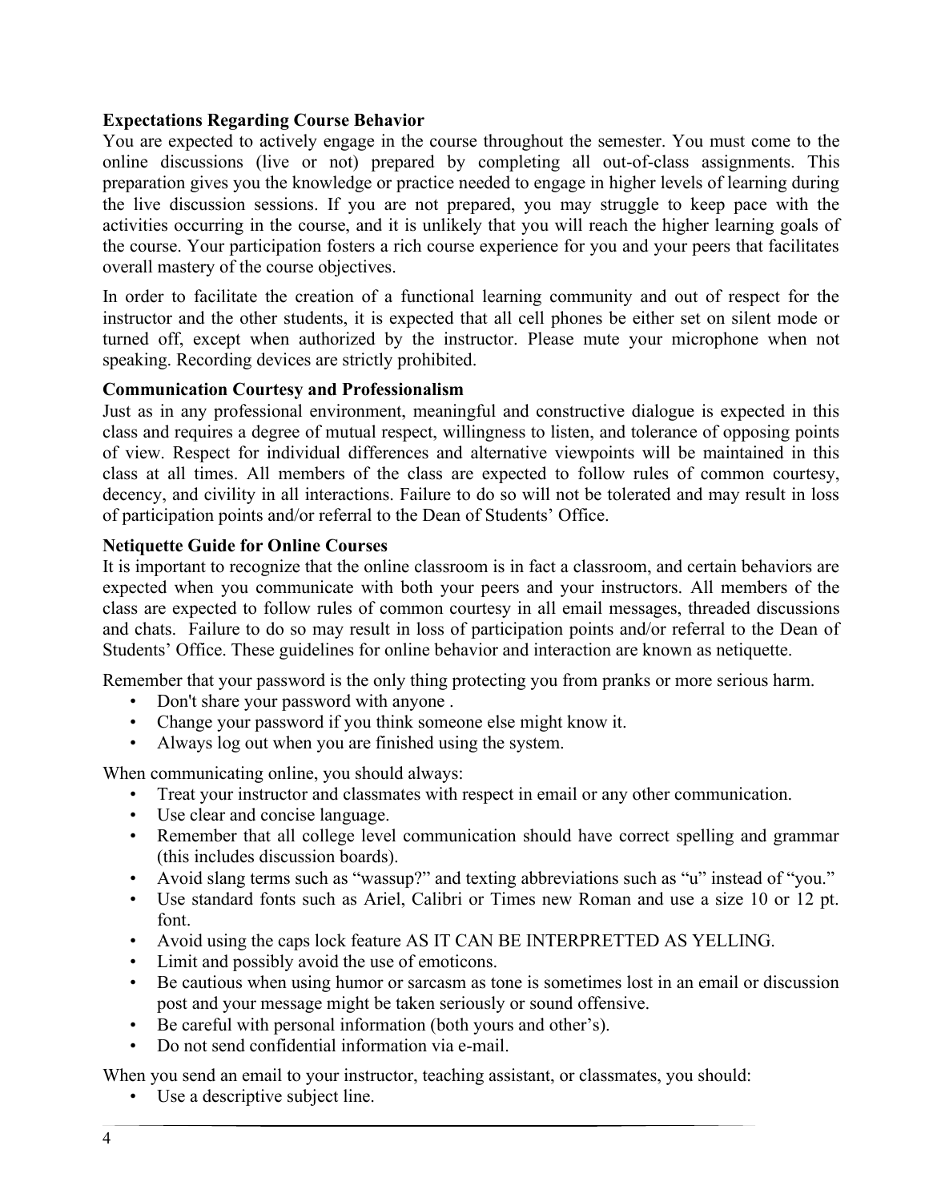**Expectations Regarding Course Behavior**

You are expected to actively engage in the course throughout the semester. You must come to the online discussions (live or not) prepared by completing all out-of-class assignments. This preparation gives you the knowledge or practice needed to engage in higher levels of learning during the live discussion sessions. If you are not prepared, you may struggle to keep pace with the activities occurring in the course, and it is unlikely that you will reach the higher learning goals of the course. Your participation fosters a rich course experience for you and your peers that facilitates overall mastery of the course objectives.

In order to facilitate the creation of a functional learning community and out of respect for the instructor and the other students, it is expected that all cell phones be either set on silent mode or turned off, except when authorized by the instructor. Please mute your microphone when not speaking. Recording devices are strictly prohibited.

**Communication Courtesy and Professionalism**

Just as in any professional environment, meaningful and constructive dialogue is expected in this class and requires a degree of mutual respect, willingness to listen, and tolerance of opposing points of view. Respect for individual differences and alternative viewpoints will be maintained in this class at all times. All members of the class are expected to follow rules of common courtesy, decency, and civility in all interactions. Failure to do so will not be tolerated and may result in loss of participation points and/or referral to the Dean of Students' Office.

**Netiquette Guide for Online Courses**

It is important to recognize that the online classroom is in fact a classroom, and certain behaviors are expected when you communicate with both your peers and your instructors. All members of the class are expected to follow rules of common courtesy in all email messages, threaded discussions and chats. Failure to do so may result in loss of participation points and/or referral to the Dean of Students' Office. These guidelines for online behavior and interaction are known as netiquette.

Remember that your password is the only thing protecting you from pranks or more serious harm.

- Don't share your password with anyone .
- Change your password if you think someone else might know it.
- Always log out when you are finished using the system.

When communicating online, you should always:

- Treat your instructor and classmates with respect in email or any other communication.
- Use clear and concise language.
- Remember that all college level communication should have correct spelling and grammar (this includes discussion boards).
- Avoid slang terms such as "wassup?" and texting abbreviations such as "u" instead of "you."
- Use standard fonts such as Ariel, Calibri or Times new Roman and use a size 10 or 12 pt. font.
- Avoid using the caps lock feature AS IT CAN BE INTERPRETTED AS YELLING.
- Limit and possibly avoid the use of emoticons.
- Be cautious when using humor or sarcasm as tone is sometimes lost in an email or discussion post and your message might be taken seriously or sound offensive.
- Be careful with personal information (both yours and other's).
- Do not send confidential information via e-mail.

When you send an email to your instructor, teaching assistant, or classmates, you should:

- Use a descriptive subject line.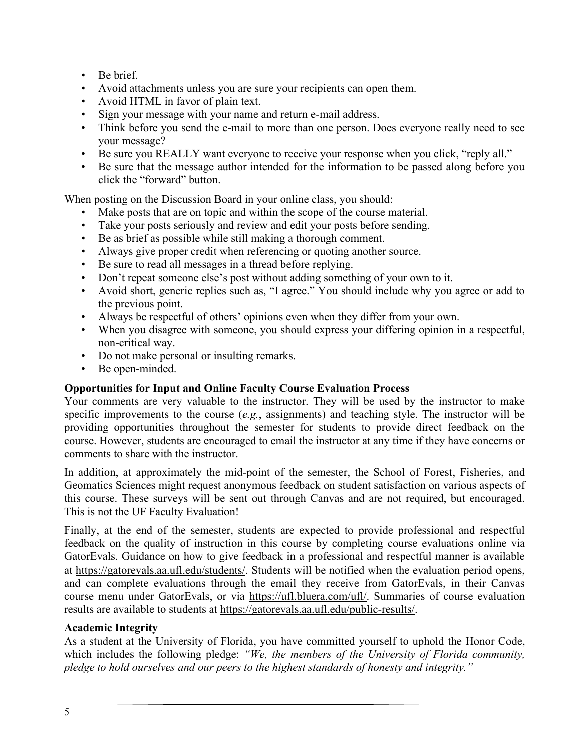- Be brief.
- Avoid attachments unless you are sure your recipients can open them.
- Avoid HTML in favor of plain text.
- Sign your message with your name and return e-mail address.
- Think before you send the e-mail to more than one person. Does everyone really need to see your message?
- Be sure you REALLY want everyone to receive your response when you click, "reply all."
- Be sure that the message author intended for the information to be passed along before you click the "forward" button.

When posting on the Discussion Board in your online class, you should:

- Make posts that are on topic and within the scope of the course material.
- Take your posts seriously and review and edit your posts before sending.
- Be as brief as possible while still making a thorough comment.
- Always give proper credit when referencing or quoting another source.
- Be sure to read all messages in a thread before replying.
- Don't repeat someone else's post without adding something of your own to it.
- Avoid short, generic replies such as, "I agree." You should include why you agree or add to the previous point.
- Always be respectful of others' opinions even when they differ from your own.
- When you disagree with someone, you should express your differing opinion in a respectful, non-critical way.
- Do not make personal or insulting remarks.
- Be open-minded.

**Opportunities for Input and Online Faculty Course Evaluation Process**

Your comments are very valuable to the instructor. They will be used by the instructor to make specific improvements to the course (*e.g.*, assignments) and teaching style. The instructor will be providing opportunities throughout the semester for students to provide direct feedback on the course. However, students are encouraged to email the instructor at any time if they have concerns or comments to share with the instructor.

In addition, at approximately the mid-point of the semester, the School of Forest, Fisheries, and Geomatics Sciences might request anonymous feedback on student satisfaction on various aspects of this course. These surveys will be sent out through Canvas and are not required, but encouraged. This is not the UF Faculty Evaluation!

Finally, at the end of the semester, students are expected to provide professional and respectful feedback on the quality of instruction in this course by completing course evaluations online via GatorEvals. Guidance on how to give feedback in a professional and respectful manner is available at https://gatorevals.aa.ufl.edu/students/. Students will be notified when the evaluation period opens, and can complete evaluations through the email they receive from GatorEvals, in their Canvas course menu under GatorEvals, or via https://ufl.bluera.com/ufl/. Summaries of course evaluation results are available to students at https://gatorevals.aa.ufl.edu/public-results/.

**Academic Integrity**

As a student at the University of Florida, you have committed yourself to uphold the Honor Code, which includes the following pledge: *"We, the members of the University of Florida community, pledge to hold ourselves and our peers to the highest standards of honesty and integrity."*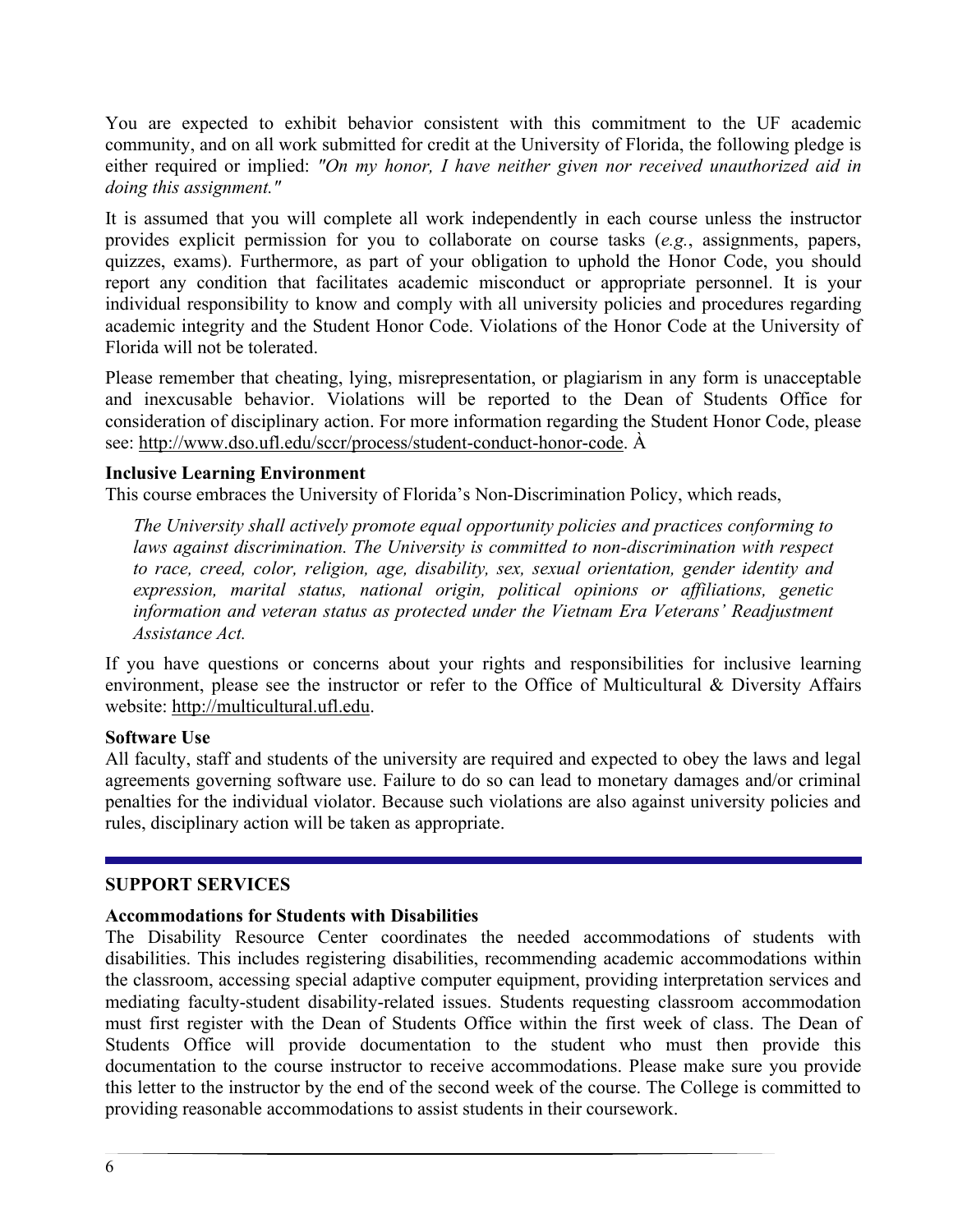You are expected to exhibit behavior consistent with this commitment to the UF academic community, and on all work submitted for credit at the University of Florida, the following pledge is either required or implied: *"On my honor, I have neither given nor received unauthorized aid in doing this assignment."*

It is assumed that you will complete all work independently in each course unless the instructor provides explicit permission for you to collaborate on course tasks (*e.g.*, assignments, papers, quizzes, exams). Furthermore, as part of your obligation to uphold the Honor Code, you should report any condition that facilitates academic misconduct or appropriate personnel. It is your individual responsibility to know and comply with all university policies and procedures regarding academic integrity and the Student Honor Code. Violations of the Honor Code at the University of Florida will not be tolerated.

Please remember that cheating, lying, misrepresentation, or plagiarism in any form is unacceptable and inexcusable behavior. Violations will be reported to the Dean of Students Office for consideration of disciplinary action. For more information regarding the Student Honor Code, please see: http://www.dso.ufl.edu/sccr/process/student-conduct-honor-code. À

**Inclusive Learning Environment**

This course embraces the University of Florida's Non-Discrimination Policy, which reads,

> *The University shall actively promote equal opportunity policies and practices conforming to laws against discrimination. The University is committed to non-discrimination with respect to race, creed, color, religion, age, disability, sex, sexual orientation, gender identity and expression, marital status, national origin, political opinions or affiliations, genetic information and veteran status as protected under the Vietnam Era Veterans' Readjustment Assistance Act.*

If you have questions or concerns about your rights and responsibilities for inclusive learning environment, please see the instructor or refer to the Office of Multicultural & Diversity Affairs website: http://multicultural.ufl.edu.

**Software Use**

All faculty, staff and students of the university are required and expected to obey the laws and legal agreements governing software use. Failure to do so can lead to monetary damages and/or criminal penalties for the individual violator. Because such violations are also against university policies and rules, disciplinary action will be taken as appropriate.

---

## SUPPORT SERVICES

**Accommodations for Students with Disabilities**

The Disability Resource Center coordinates the needed accommodations of students with disabilities. This includes registering disabilities, recommending academic accommodations within the classroom, accessing special adaptive computer equipment, providing interpretation services and mediating faculty-student disability-related issues. Students requesting classroom accommodation must first register with the Dean of Students Office within the first week of class. The Dean of Students Office will provide documentation to the student who must then provide this documentation to the course instructor to receive accommodations. Please make sure you provide this letter to the instructor by the end of the second week of the course. The College is committed to providing reasonable accommodations to assist students in their coursework.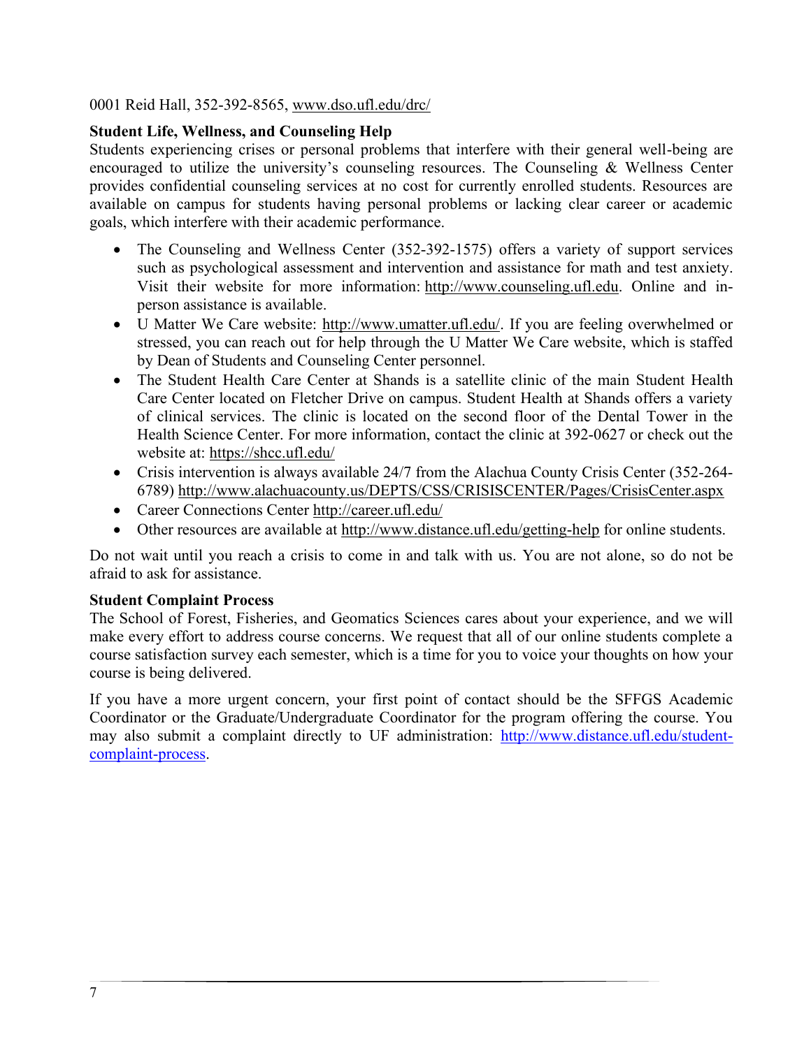0001 Reid Hall, 352-392-8565, www.dso.ufl.edu/drc/

**Student Life, Wellness, and Counseling Help**

Students experiencing crises or personal problems that interfere with their general well-being are encouraged to utilize the university's counseling resources. The Counseling & Wellness Center provides confidential counseling services at no cost for currently enrolled students. Resources are available on campus for students having personal problems or lacking clear career or academic goals, which interfere with their academic performance.

- The Counseling and Wellness Center (352-392-1575) offers a variety of support services such as psychological assessment and intervention and assistance for math and test anxiety. Visit their website for more information: http://www.counseling.ufl.edu. Online and in-person assistance is available.
- U Matter We Care website: http://www.umatter.ufl.edu/. If you are feeling overwhelmed or stressed, you can reach out for help through the U Matter We Care website, which is staffed by Dean of Students and Counseling Center personnel.
- The Student Health Care Center at Shands is a satellite clinic of the main Student Health Care Center located on Fletcher Drive on campus. Student Health at Shands offers a variety of clinical services. The clinic is located on the second floor of the Dental Tower in the Health Science Center. For more information, contact the clinic at 392-0627 or check out the website at: https://shcc.ufl.edu/
- Crisis intervention is always available 24/7 from the Alachua County Crisis Center (352-264-6789) http://www.alachuacounty.us/DEPTS/CSS/CRISISCENTER/Pages/CrisisCenter.aspx
- Career Connections Center http://career.ufl.edu/
- Other resources are available at http://www.distance.ufl.edu/getting-help for online students.

Do not wait until you reach a crisis to come in and talk with us. You are not alone, so do not be afraid to ask for assistance.

**Student Complaint Process**

The School of Forest, Fisheries, and Geomatics Sciences cares about your experience, and we will make every effort to address course concerns. We request that all of our online students complete a course satisfaction survey each semester, which is a time for you to voice your thoughts on how your course is being delivered.

If you have a more urgent concern, your first point of contact should be the SFFGS Academic Coordinator or the Graduate/Undergraduate Coordinator for the program offering the course. You may also submit a complaint directly to UF administration: http://www.distance.ufl.edu/student-complaint-process.